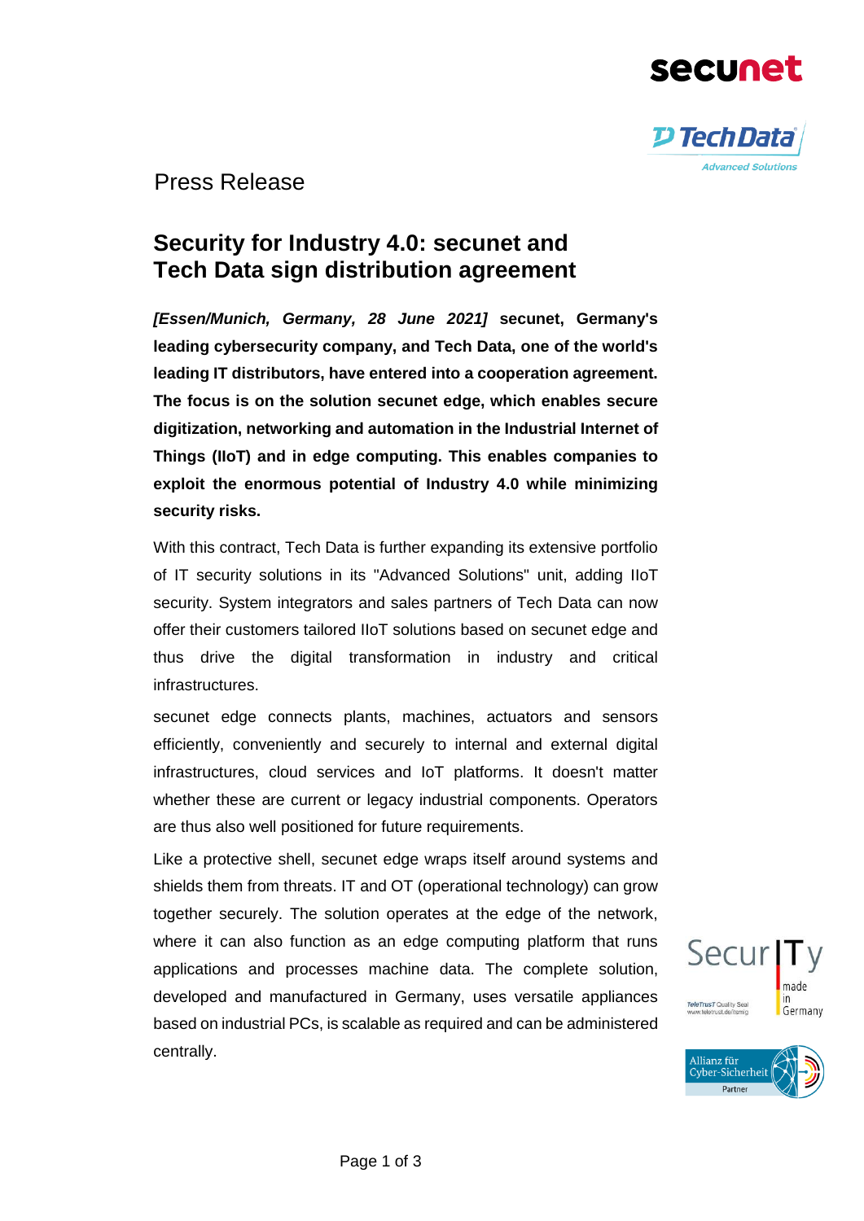Press Release

# Security for Industry 4.0: secunet and Tech Data sign distribution agreement

***[Essen/Munich, Germany, 28 June 2021]*** **secunet, Germany's leading cybersecurity company, and Tech Data, one of the world's leading IT distributors, have entered into a cooperation agreement. The focus is on the solution secunet edge, which enables secure digitization, networking and automation in the Industrial Internet of Things (IIoT) and in edge computing. This enables companies to exploit the enormous potential of Industry 4.0 while minimizing security risks.**

With this contract, Tech Data is further expanding its extensive portfolio of IT security solutions in its "Advanced Solutions" unit, adding IIoT security. System integrators and sales partners of Tech Data can now offer their customers tailored IIoT solutions based on secunet edge and thus drive the digital transformation in industry and critical infrastructures.

secunet edge connects plants, machines, actuators and sensors efficiently, conveniently and securely to internal and external digital infrastructures, cloud services and IoT platforms. It doesn't matter whether these are current or legacy industrial components. Operators are thus also well positioned for future requirements.

Like a protective shell, secunet edge wraps itself around systems and shields them from threats. IT and OT (operational technology) can grow together securely. The solution operates at the edge of the network, where it can also function as an edge computing platform that runs applications and processes machine data. The complete solution, developed and manufactured in Germany, uses versatile appliances based on industrial PCs, is scalable as required and can be administered centrally.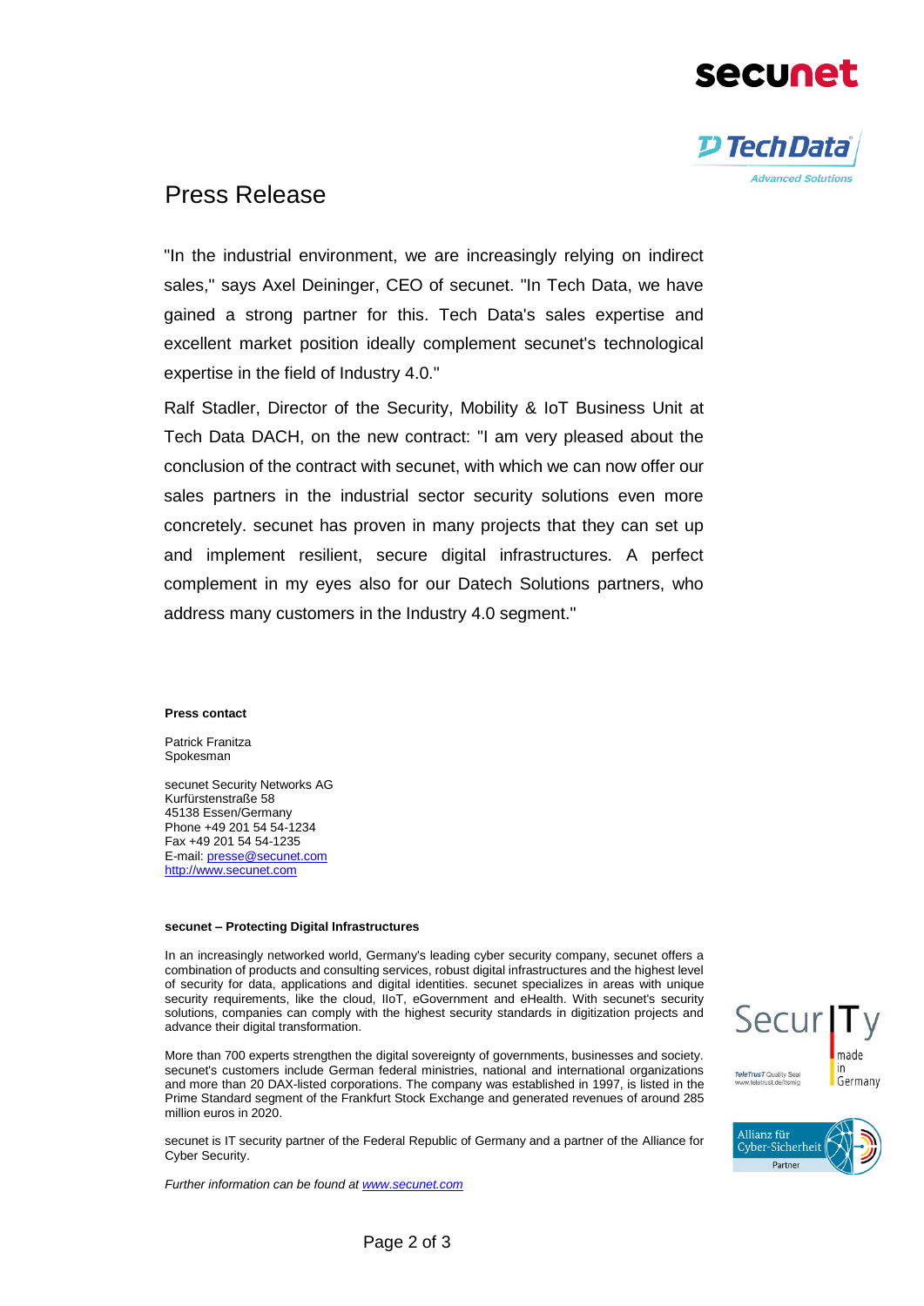# Press Release

"In the industrial environment, we are increasingly relying on indirect sales," says Axel Deininger, CEO of secunet. "In Tech Data, we have gained a strong partner for this. Tech Data's sales expertise and excellent market position ideally complement secunet's technological expertise in the field of Industry 4.0."

Ralf Stadler, Director of the Security, Mobility & IoT Business Unit at Tech Data DACH, on the new contract: "I am very pleased about the conclusion of the contract with secunet, with which we can now offer our sales partners in the industrial sector security solutions even more concretely. secunet has proven in many projects that they can set up and implement resilient, secure digital infrastructures. A perfect complement in my eyes also for our Datech Solutions partners, who address many customers in the Industry 4.0 segment."

**Press contact**

Patrick Franitza
Spokesman

secunet Security Networks AG
Kurfürstenstraße 58
45138 Essen/Germany
Phone +49 201 54 54-1234
Fax +49 201 54 54-1235
E-mail: presse@secunet.com
http://www.secunet.com

**secunet – Protecting Digital Infrastructures**

In an increasingly networked world, Germany's leading cyber security company, secunet offers a combination of products and consulting services, robust digital infrastructures and the highest level of security for data, applications and digital identities. secunet specializes in areas with unique security requirements, like the cloud, IIoT, eGovernment and eHealth. With secunet's security solutions, companies can comply with the highest security standards in digitization projects and advance their digital transformation.

More than 700 experts strengthen the digital sovereignty of governments, businesses and society. secunet's customers include German federal ministries, national and international organizations and more than 20 DAX-listed corporations. The company was established in 1997, is listed in the Prime Standard segment of the Frankfurt Stock Exchange and generated revenues of around 285 million euros in 2020.

secunet is IT security partner of the Federal Republic of Germany and a partner of the Alliance for Cyber Security.

*Further information can be found at www.secunet.com*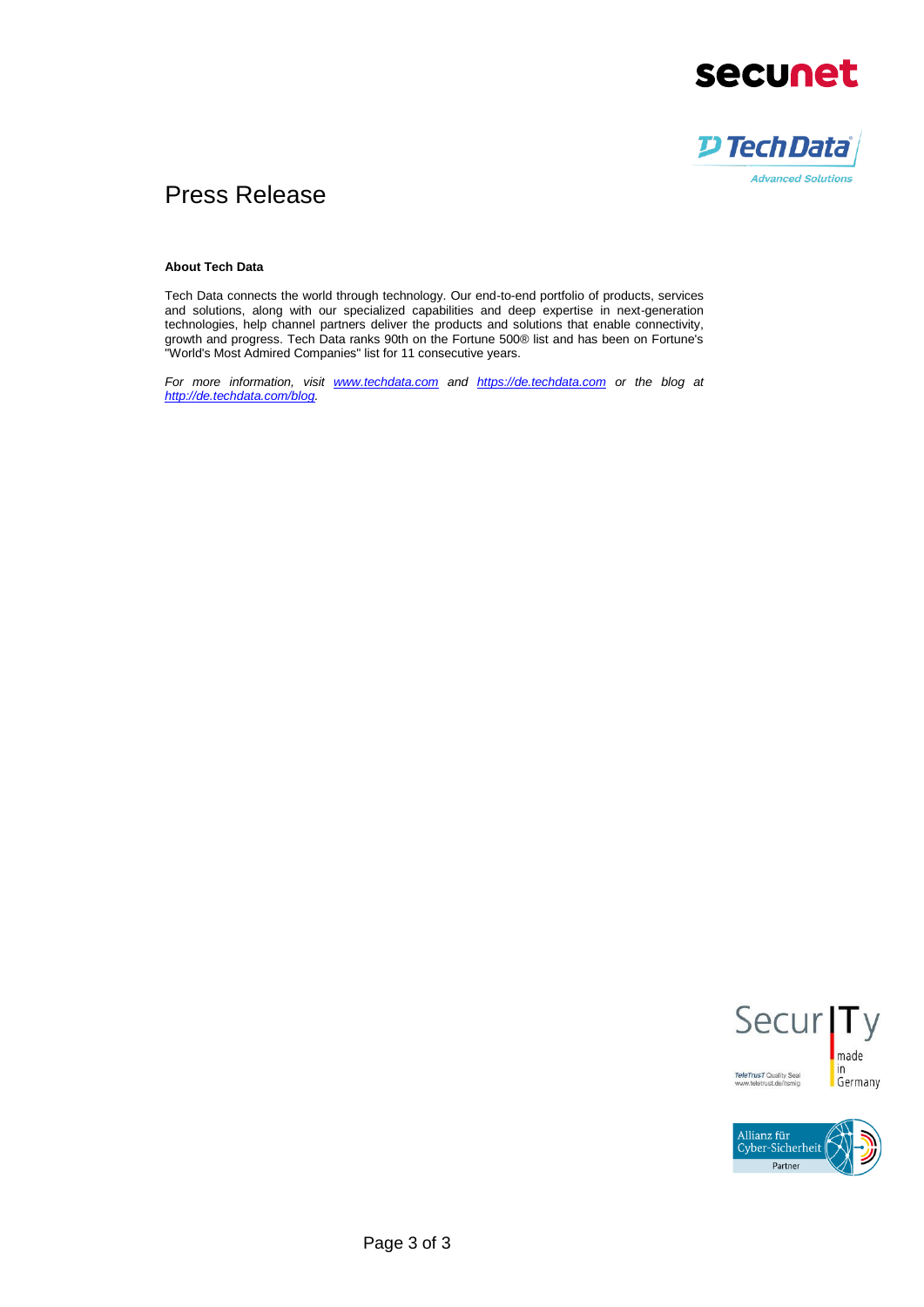# Press Release

**About Tech Data**

Tech Data connects the world through technology. Our end-to-end portfolio of products, services and solutions, along with our specialized capabilities and deep expertise in next-generation technologies, help channel partners deliver the products and solutions that enable connectivity, growth and progress. Tech Data ranks 90th on the Fortune 500® list and has been on Fortune's "World's Most Admired Companies" list for 11 consecutive years.

*For more information, visit [www.techdata.com](http://www.techdata.com) and [https://de.techdata.com](https://de.techdata.com) or the blog at [http://de.techdata.com/blog](http://de.techdata.com/blog).*